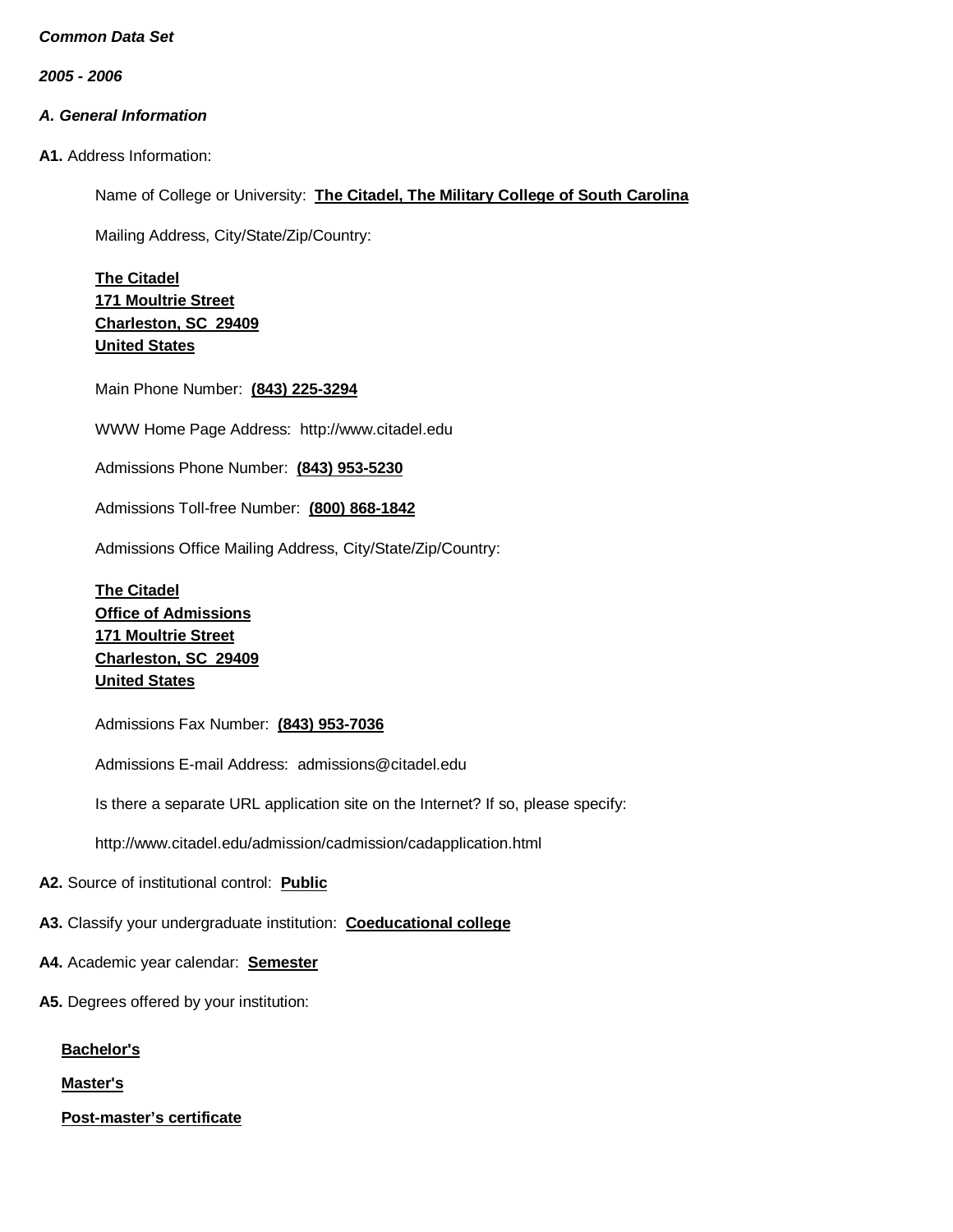***Common Data Set***

***2005 - 2006***

***A. General Information***

**A1.** Address Information:

Name of College or University: **The Citadel, The Military College of South Carolina**

Mailing Address, City/State/Zip/Country:

**The Citadel**
**171 Moultrie Street**
**Charleston, SC 29409**
**United States**

Main Phone Number: **(843) 225-3294**

WWW Home Page Address: http://www.citadel.edu

Admissions Phone Number: **(843) 953-5230**

Admissions Toll-free Number: **(800) 868-1842**

Admissions Office Mailing Address, City/State/Zip/Country:

**The Citadel**
**Office of Admissions**
**171 Moultrie Street**
**Charleston, SC 29409**
**United States**

Admissions Fax Number: **(843) 953-7036**

Admissions E-mail Address: admissions@citadel.edu

Is there a separate URL application site on the Internet? If so, please specify:

http://www.citadel.edu/admission/cadmission/cadapplication.html

**A2.** Source of institutional control: **Public**

**A3.** Classify your undergraduate institution: **Coeducational college**

**A4.** Academic year calendar: **Semester**

**A5.** Degrees offered by your institution:

**Bachelor's**

**Master's**

**Post-master's certificate**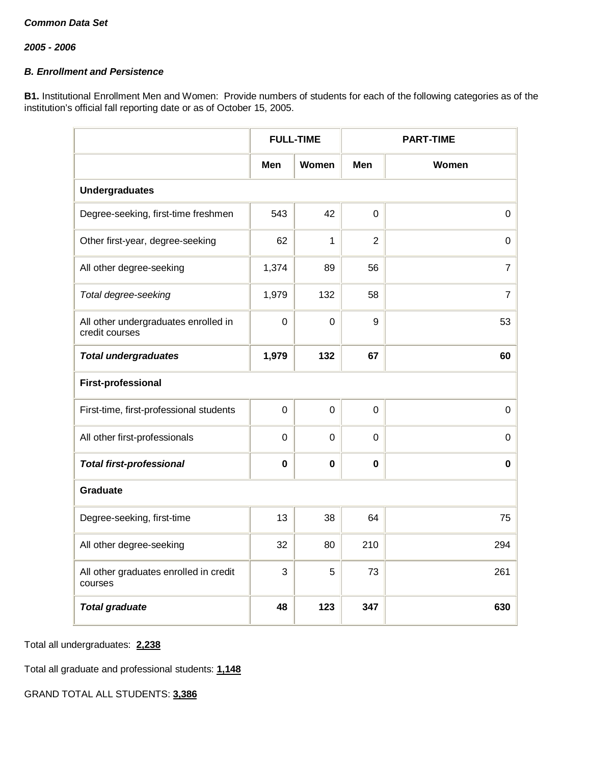***Common Data Set***

***2005 - 2006***

***B. Enrollment and Persistence***

**B1.** Institutional Enrollment Men and Women: Provide numbers of students for each of the following categories as of the institution's official fall reporting date or as of October 15, 2005.

| | FULL-TIME | | PART-TIME | |
|---|---|---|---|---|
| | **Men** | **Women** | **Men** | **Women** |
| **Undergraduates** | | | | |
| Degree-seeking, first-time freshmen | 543 | 42 | 0 | 0 |
| Other first-year, degree-seeking | 62 | 1 | 2 | 0 |
| All other degree-seeking | 1,374 | 89 | 56 | 7 |
| *Total degree-seeking* | 1,979 | 132 | 58 | 7 |
| All other undergraduates enrolled in credit courses | 0 | 0 | 9 | 53 |
| ***Total undergraduates*** | **1,979** | **132** | **67** | **60** |
| **First-professional** | | | | |
| First-time, first-professional students | 0 | 0 | 0 | 0 |
| All other first-professionals | 0 | 0 | 0 | 0 |
| ***Total first-professional*** | **0** | **0** | **0** | **0** |
| **Graduate** | | | | |
| Degree-seeking, first-time | 13 | 38 | 64 | 75 |
| All other degree-seeking | 32 | 80 | 210 | 294 |
| All other graduates enrolled in credit courses | 3 | 5 | 73 | 261 |
| ***Total graduate*** | **48** | **123** | **347** | **630** |

Total all undergraduates: **2,238**

Total all graduate and professional students: **1,148**

GRAND TOTAL ALL STUDENTS: **3,386**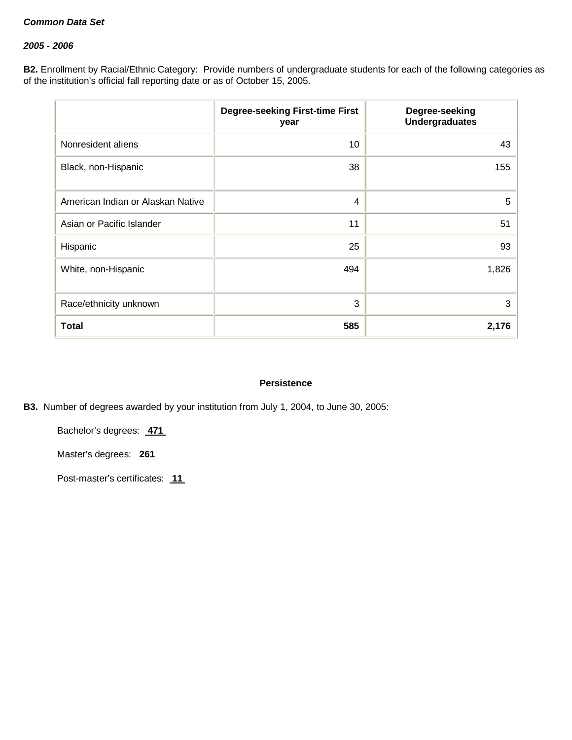***Common Data Set***

***2005 - 2006***

**B2.** Enrollment by Racial/Ethnic Category: Provide numbers of undergraduate students for each of the following categories as of the institution's official fall reporting date or as of October 15, 2005.

| | Degree-seeking First-time First year | Degree-seeking Undergraduates |
|---|---|---|
| Nonresident aliens | 10 | 43 |
| Black, non-Hispanic | 38 | 155 |
| American Indian or Alaskan Native | 4 | 5 |
| Asian or Pacific Islander | 11 | 51 |
| Hispanic | 25 | 93 |
| White, non-Hispanic | 494 | 1,826 |
| Race/ethnicity unknown | 3 | 3 |
| **Total** | **585** | **2,176** |

**Persistence**

**B3.** Number of degrees awarded by your institution from July 1, 2004, to June 30, 2005:

Bachelor's degrees: **471**

Master's degrees: **261**

Post-master's certificates: **11**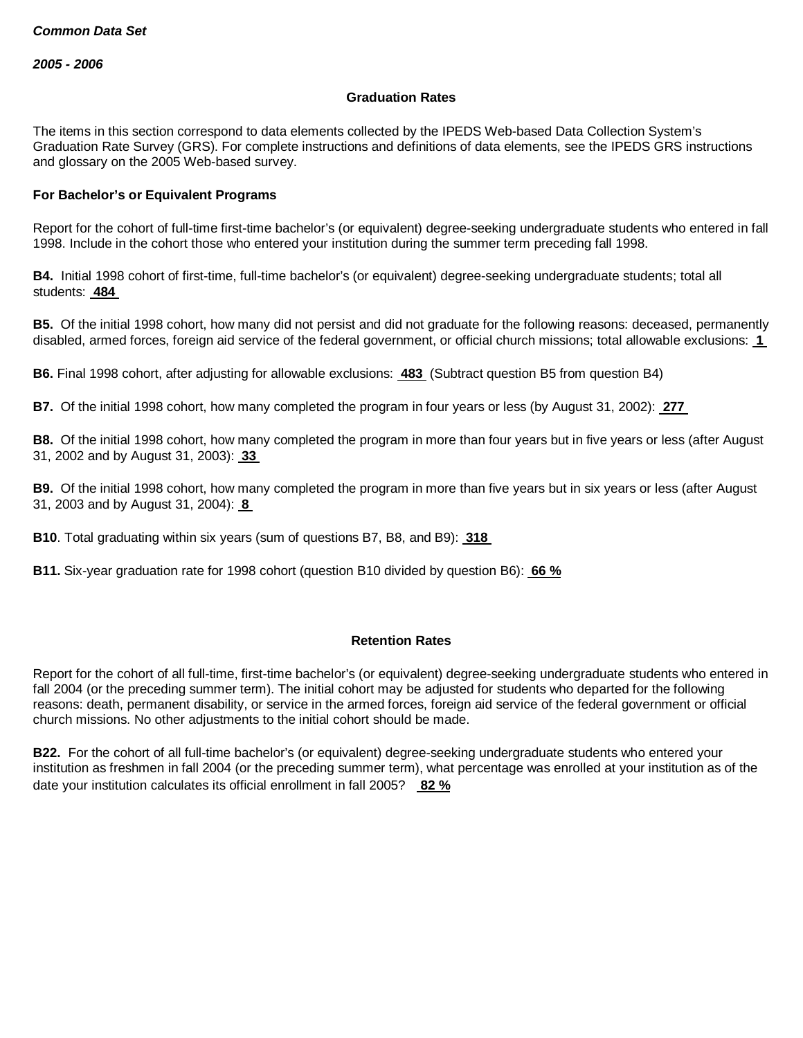*Common Data Set*

*2005 - 2006*

## Graduation Rates

The items in this section correspond to data elements collected by the IPEDS Web-based Data Collection System's Graduation Rate Survey (GRS). For complete instructions and definitions of data elements, see the IPEDS GRS instructions and glossary on the 2005 Web-based survey.

### For Bachelor's or Equivalent Programs

Report for the cohort of full-time first-time bachelor's (or equivalent) degree-seeking undergraduate students who entered in fall 1998. Include in the cohort those who entered your institution during the summer term preceding fall 1998.

**B4.** Initial 1998 cohort of first-time, full-time bachelor's (or equivalent) degree-seeking undergraduate students; total all students: **484**

**B5.** Of the initial 1998 cohort, how many did not persist and did not graduate for the following reasons: deceased, permanently disabled, armed forces, foreign aid service of the federal government, or official church missions; total allowable exclusions: **1**

**B6.** Final 1998 cohort, after adjusting for allowable exclusions: **483** (Subtract question B5 from question B4)

**B7.** Of the initial 1998 cohort, how many completed the program in four years or less (by August 31, 2002): **277**

**B8.** Of the initial 1998 cohort, how many completed the program in more than four years but in five years or less (after August 31, 2002 and by August 31, 2003): **33**

**B9.** Of the initial 1998 cohort, how many completed the program in more than five years but in six years or less (after August 31, 2003 and by August 31, 2004): **8**

**B10**. Total graduating within six years (sum of questions B7, B8, and B9): **318**

**B11.** Six-year graduation rate for 1998 cohort (question B10 divided by question B6): **66 %**

## Retention Rates

Report for the cohort of all full-time, first-time bachelor's (or equivalent) degree-seeking undergraduate students who entered in fall 2004 (or the preceding summer term). The initial cohort may be adjusted for students who departed for the following reasons: death, permanent disability, or service in the armed forces, foreign aid service of the federal government or official church missions. No other adjustments to the initial cohort should be made.

**B22.** For the cohort of all full-time bachelor's (or equivalent) degree-seeking undergraduate students who entered your institution as freshmen in fall 2004 (or the preceding summer term), what percentage was enrolled at your institution as of the date your institution calculates its official enrollment in fall 2005? **82 %**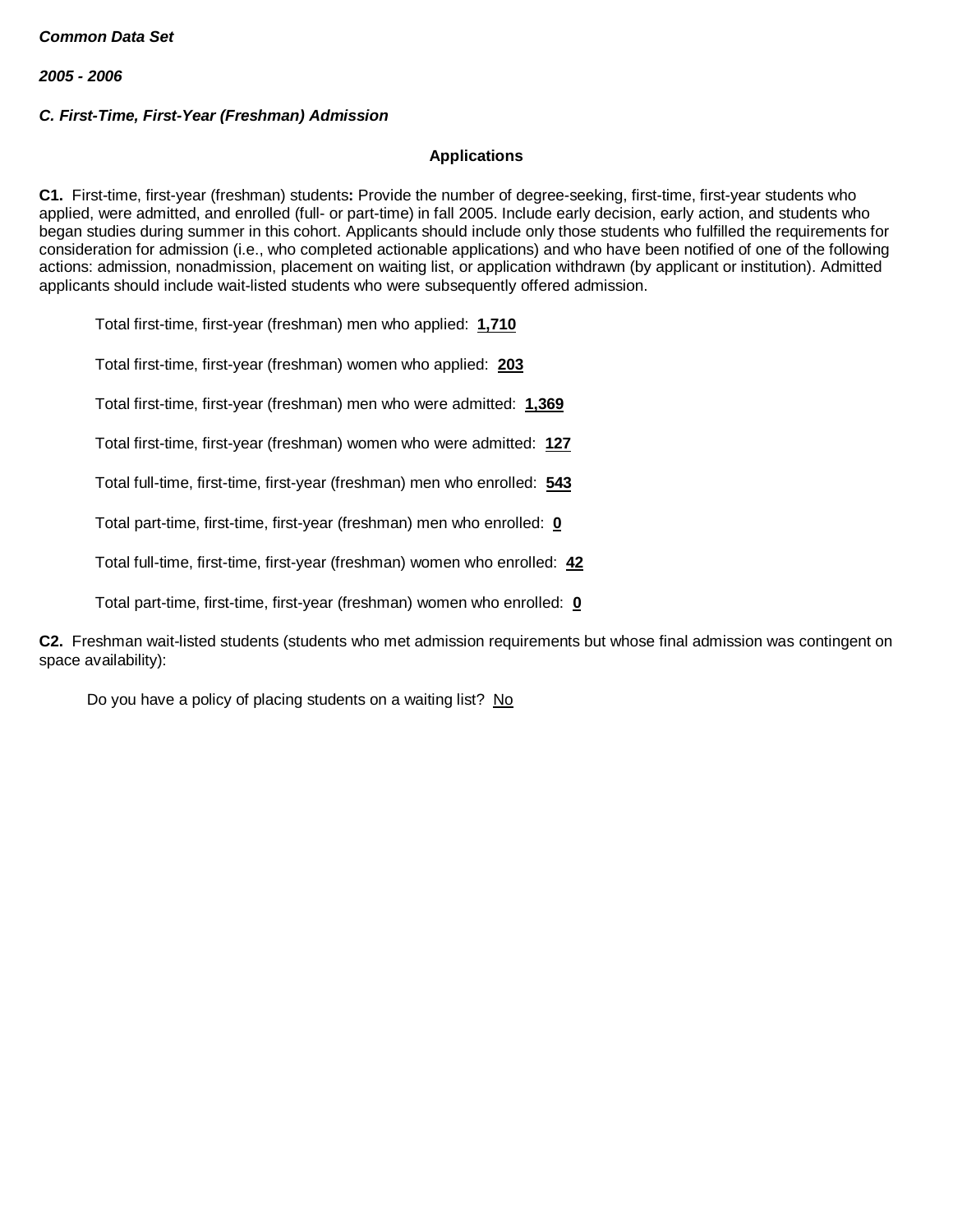***Common Data Set***

***2005 - 2006***

***C. First-Time, First-Year (Freshman) Admission***

**Applications**

**C1.** First-time, first-year (freshman) students**:** Provide the number of degree-seeking, first-time, first-year students who applied, were admitted, and enrolled (full- or part-time) in fall 2005. Include early decision, early action, and students who began studies during summer in this cohort. Applicants should include only those students who fulfilled the requirements for consideration for admission (i.e., who completed actionable applications) and who have been notified of one of the following actions: admission, nonadmission, placement on waiting list, or application withdrawn (by applicant or institution). Admitted applicants should include wait-listed students who were subsequently offered admission.

Total first-time, first-year (freshman) men who applied: **1,710**

Total first-time, first-year (freshman) women who applied: **203**

Total first-time, first-year (freshman) men who were admitted: **1,369**

Total first-time, first-year (freshman) women who were admitted: **127**

Total full-time, first-time, first-year (freshman) men who enrolled: **543**

Total part-time, first-time, first-year (freshman) men who enrolled: **0**

Total full-time, first-time, first-year (freshman) women who enrolled: **42**

Total part-time, first-time, first-year (freshman) women who enrolled: **0**

**C2.** Freshman wait-listed students (students who met admission requirements but whose final admission was contingent on space availability):

Do you have a policy of placing students on a waiting list? No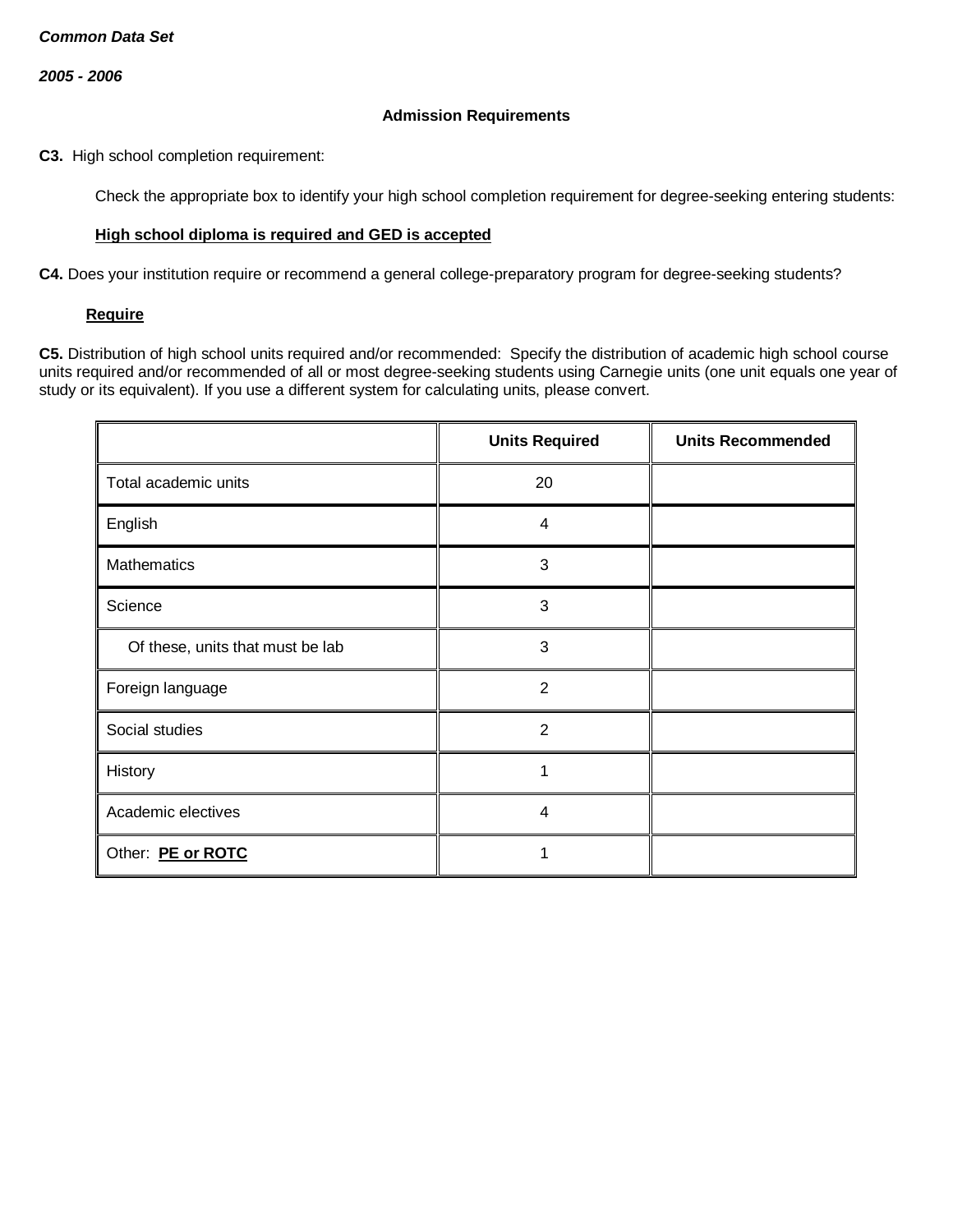***Common Data Set***

***2005 - 2006***

**Admission Requirements**

**C3.** High school completion requirement:

Check the appropriate box to identify your high school completion requirement for degree-seeking entering students:

**High school diploma is required and GED is accepted**

**C4.** Does your institution require or recommend a general college-preparatory program for degree-seeking students?

**Require**

**C5.** Distribution of high school units required and/or recommended: Specify the distribution of academic high school course units required and/or recommended of all or most degree-seeking students using Carnegie units (one unit equals one year of study or its equivalent). If you use a different system for calculating units, please convert.

| | Units Required | Units Recommended |
|---|---|---|
| Total academic units | 20 | |
| English | 4 | |
| Mathematics | 3 | |
| Science | 3 | |
| Of these, units that must be lab | 3 | |
| Foreign language | 2 | |
| Social studies | 2 | |
| History | 1 | |
| Academic electives | 4 | |
| Other: **PE or ROTC** | 1 | |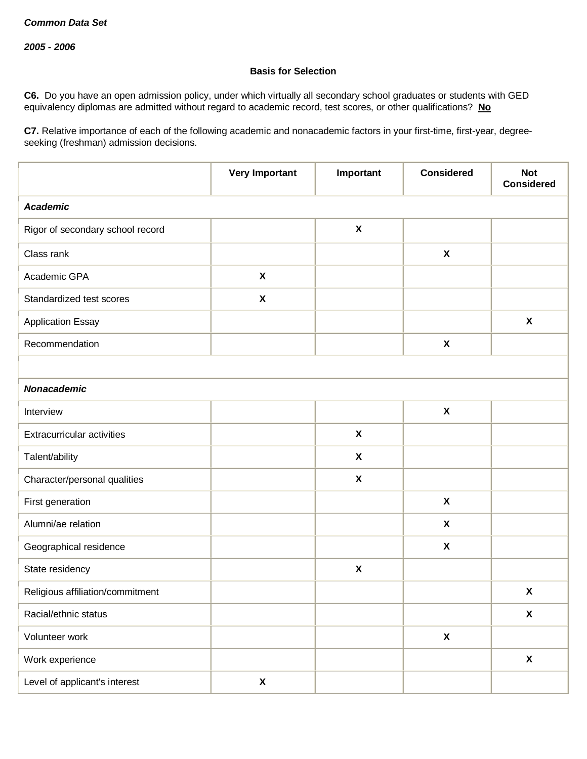*Common Data Set*

*2005 - 2006*

**Basis for Selection**

**C6.** Do you have an open admission policy, under which virtually all secondary school graduates or students with GED equivalency diplomas are admitted without regard to academic record, test scores, or other qualifications? **No**

**C7.** Relative importance of each of the following academic and nonacademic factors in your first-time, first-year, degree-seeking (freshman) admission decisions.

| | Very Important | Important | Considered | Not Considered |
|---|---|---|---|---|
| ***Academic*** | | | | |
| Rigor of secondary school record | | X | | |
| Class rank | | | X | |
| Academic GPA | X | | | |
| Standardized test scores | X | | | |
| Application Essay | | | | X |
| Recommendation | | | X | |
| | | | | |
| ***Nonacademic*** | | | | |
| Interview | | | X | |
| Extracurricular activities | | X | | |
| Talent/ability | | X | | |
| Character/personal qualities | | X | | |
| First generation | | | X | |
| Alumni/ae relation | | | X | |
| Geographical residence | | | X | |
| State residency | | X | | |
| Religious affiliation/commitment | | | | X |
| Racial/ethnic status | | | | X |
| Volunteer work | | | X | |
| Work experience | | | | X |
| Level of applicant's interest | X | | | |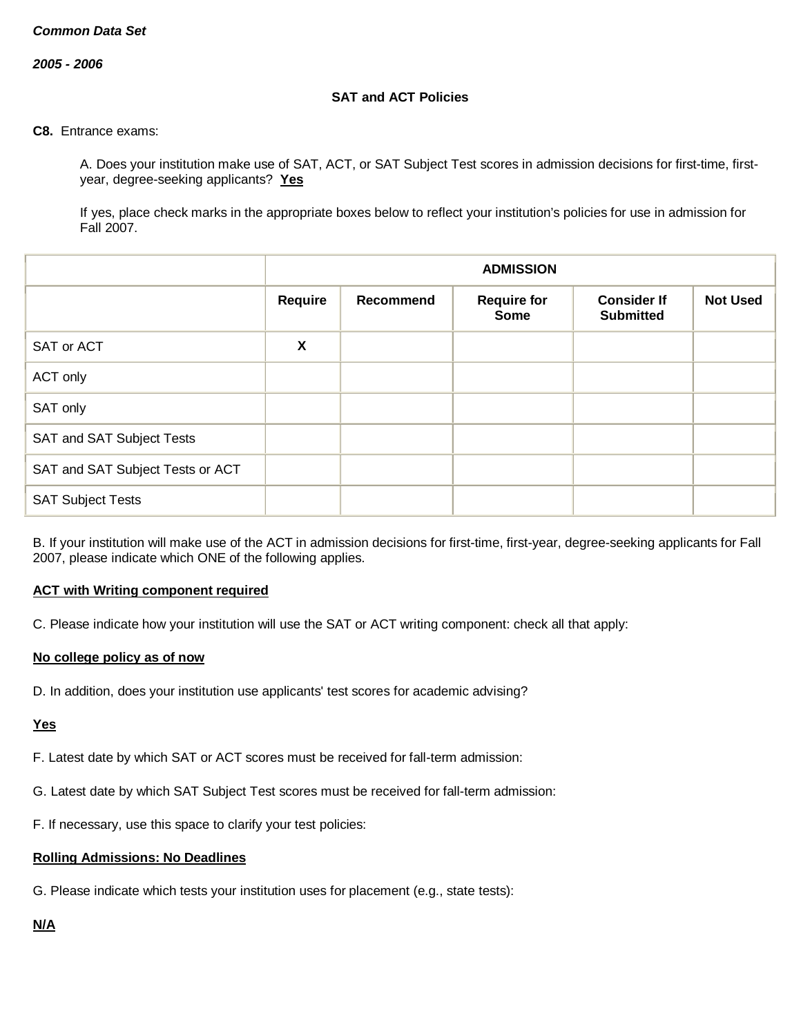*Common Data Set*

*2005 - 2006*

**SAT and ACT Policies**

**C8.** Entrance exams:

A. Does your institution make use of SAT, ACT, or SAT Subject Test scores in admission decisions for first-time, first-year, degree-seeking applicants? **Yes**

If yes, place check marks in the appropriate boxes below to reflect your institution's policies for use in admission for Fall 2007.

| | ADMISSION | | | | |
|---|---|---|---|---|---|
| | Require | Recommend | Require for Some | Consider If Submitted | Not Used |
| SAT or ACT | X | | | | |
| ACT only | | | | | |
| SAT only | | | | | |
| SAT and SAT Subject Tests | | | | | |
| SAT and SAT Subject Tests or ACT | | | | | |
| SAT Subject Tests | | | | | |

B. If your institution will make use of the ACT in admission decisions for first-time, first-year, degree-seeking applicants for Fall 2007, please indicate which ONE of the following applies.

**ACT with Writing component required**

C. Please indicate how your institution will use the SAT or ACT writing component: check all that apply:

**No college policy as of now**

D. In addition, does your institution use applicants' test scores for academic advising?

**Yes**

F. Latest date by which SAT or ACT scores must be received for fall-term admission:

G. Latest date by which SAT Subject Test scores must be received for fall-term admission:

F. If necessary, use this space to clarify your test policies:

**Rolling Admissions: No Deadlines**

G. Please indicate which tests your institution uses for placement (e.g., state tests):

**N/A**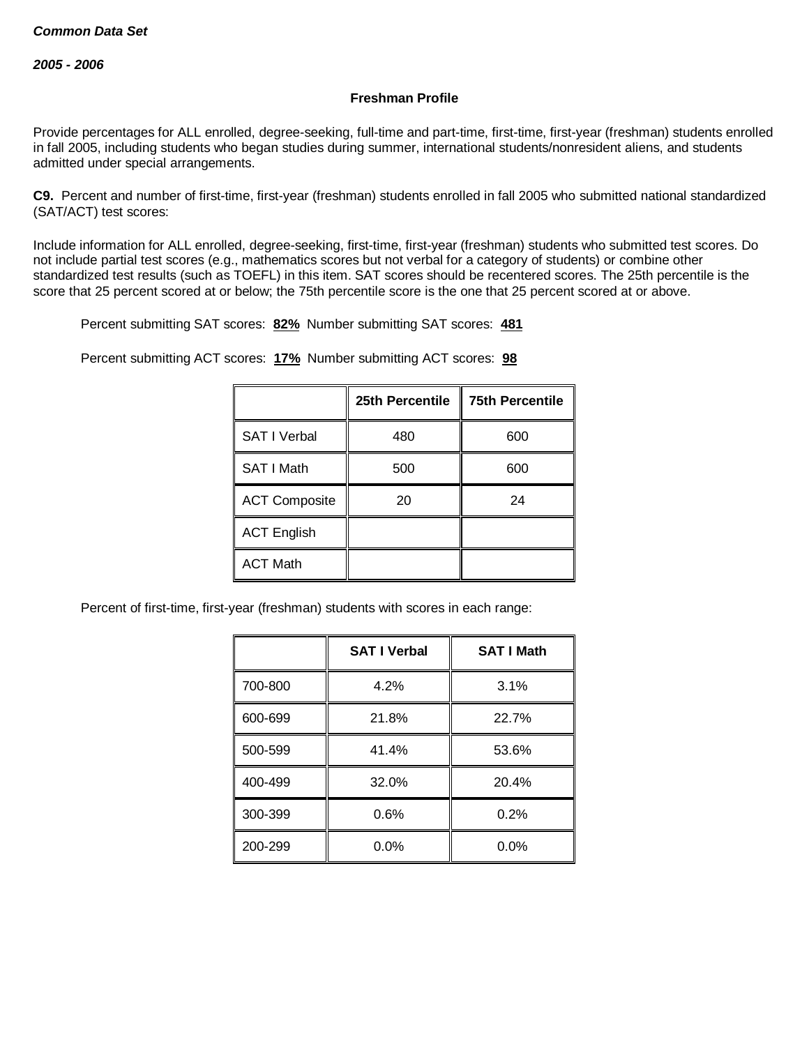*Common Data Set*

*2005 - 2006*

**Freshman Profile**

Provide percentages for ALL enrolled, degree-seeking, full-time and part-time, first-time, first-year (freshman) students enrolled in fall 2005, including students who began studies during summer, international students/nonresident aliens, and students admitted under special arrangements.

**C9.** Percent and number of first-time, first-year (freshman) students enrolled in fall 2005 who submitted national standardized (SAT/ACT) test scores:

Include information for ALL enrolled, degree-seeking, first-time, first-year (freshman) students who submitted test scores. Do not include partial test scores (e.g., mathematics scores but not verbal for a category of students) or combine other standardized test results (such as TOEFL) in this item. SAT scores should be recentered scores. The 25th percentile is the score that 25 percent scored at or below; the 75th percentile score is the one that 25 percent scored at or above.

Percent submitting SAT scores: **82%** Number submitting SAT scores: **481**

Percent submitting ACT scores: **17%** Number submitting ACT scores: **98**

| | 25th Percentile | 75th Percentile |
|---|---|---|
| SAT I Verbal | 480 | 600 |
| SAT I Math | 500 | 600 |
| ACT Composite | 20 | 24 |
| ACT English | | |
| ACT Math | | |

Percent of first-time, first-year (freshman) students with scores in each range:

| | SAT I Verbal | SAT I Math |
|---|---|---|
| 700-800 | 4.2% | 3.1% |
| 600-699 | 21.8% | 22.7% |
| 500-599 | 41.4% | 53.6% |
| 400-499 | 32.0% | 20.4% |
| 300-399 | 0.6% | 0.2% |
| 200-299 | 0.0% | 0.0% |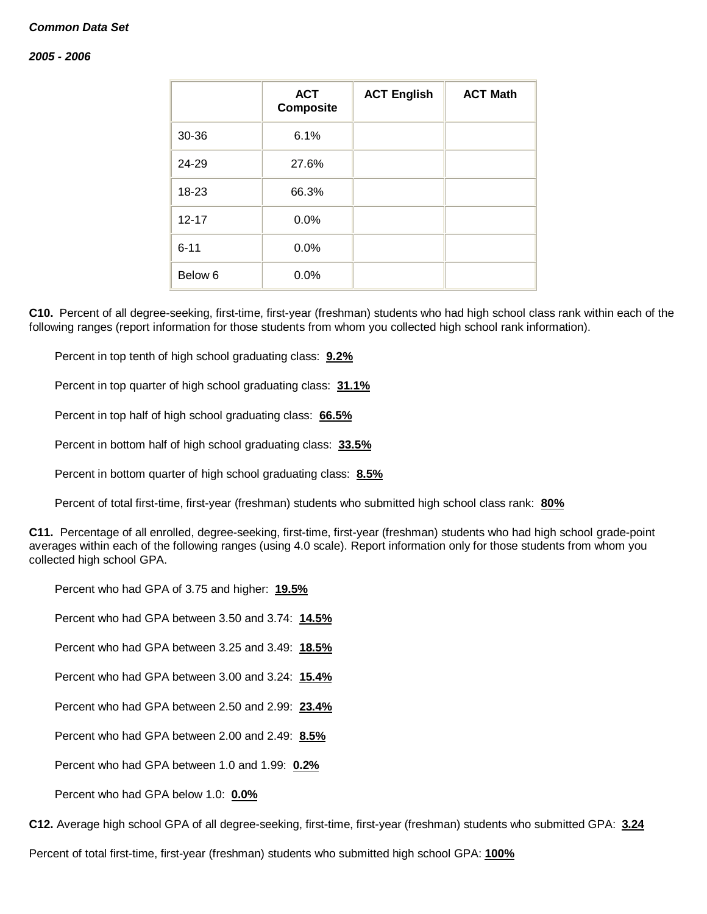*Common Data Set*

*2005 - 2006*

| | ACT Composite | ACT English | ACT Math |
|---|---|---|---|
| 30-36 | 6.1% | | |
| 24-29 | 27.6% | | |
| 18-23 | 66.3% | | |
| 12-17 | 0.0% | | |
| 6-11 | 0.0% | | |
| Below 6 | 0.0% | | |

**C10.** Percent of all degree-seeking, first-time, first-year (freshman) students who had high school class rank within each of the following ranges (report information for those students from whom you collected high school rank information).

Percent in top tenth of high school graduating class: **9.2%**

Percent in top quarter of high school graduating class: **31.1%**

Percent in top half of high school graduating class: **66.5%**

Percent in bottom half of high school graduating class: **33.5%**

Percent in bottom quarter of high school graduating class: **8.5%**

Percent of total first-time, first-year (freshman) students who submitted high school class rank: **80%**

**C11.** Percentage of all enrolled, degree-seeking, first-time, first-year (freshman) students who had high school grade-point averages within each of the following ranges (using 4.0 scale). Report information only for those students from whom you collected high school GPA.

Percent who had GPA of 3.75 and higher: **19.5%**

Percent who had GPA between 3.50 and 3.74: **14.5%**

Percent who had GPA between 3.25 and 3.49: **18.5%**

Percent who had GPA between 3.00 and 3.24: **15.4%**

Percent who had GPA between 2.50 and 2.99: **23.4%**

Percent who had GPA between 2.00 and 2.49: **8.5%**

Percent who had GPA between 1.0 and 1.99: **0.2%**

Percent who had GPA below 1.0: **0.0%**

**C12.** Average high school GPA of all degree-seeking, first-time, first-year (freshman) students who submitted GPA: **3.24**

Percent of total first-time, first-year (freshman) students who submitted high school GPA: **100%**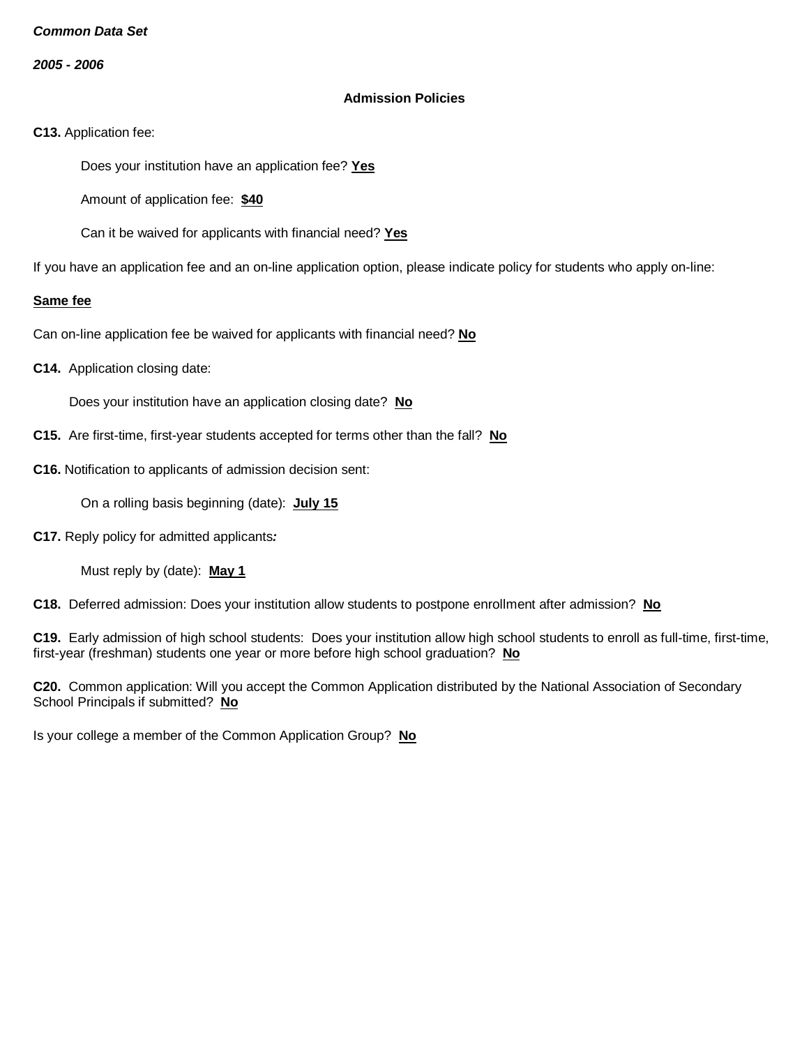***Common Data Set***

***2005 - 2006***

**Admission Policies**

**C13.** Application fee:

Does your institution have an application fee? **Yes**

Amount of application fee: **$40**

Can it be waived for applicants with financial need? **Yes**

If you have an application fee and an on-line application option, please indicate policy for students who apply on-line:

**Same fee**

Can on-line application fee be waived for applicants with financial need? **No**

**C14.** Application closing date:

Does your institution have an application closing date? **No**

**C15.** Are first-time, first-year students accepted for terms other than the fall? **No**

**C16.** Notification to applicants of admission decision sent:

On a rolling basis beginning (date): **July 15**

**C17.** Reply policy for admitted applicants***:***

Must reply by (date): **May 1**

**C18.** Deferred admission: Does your institution allow students to postpone enrollment after admission? **No**

**C19.** Early admission of high school students: Does your institution allow high school students to enroll as full-time, first-time, first-year (freshman) students one year or more before high school graduation? **No**

**C20.** Common application: Will you accept the Common Application distributed by the National Association of Secondary School Principals if submitted? **No**

Is your college a member of the Common Application Group? **No**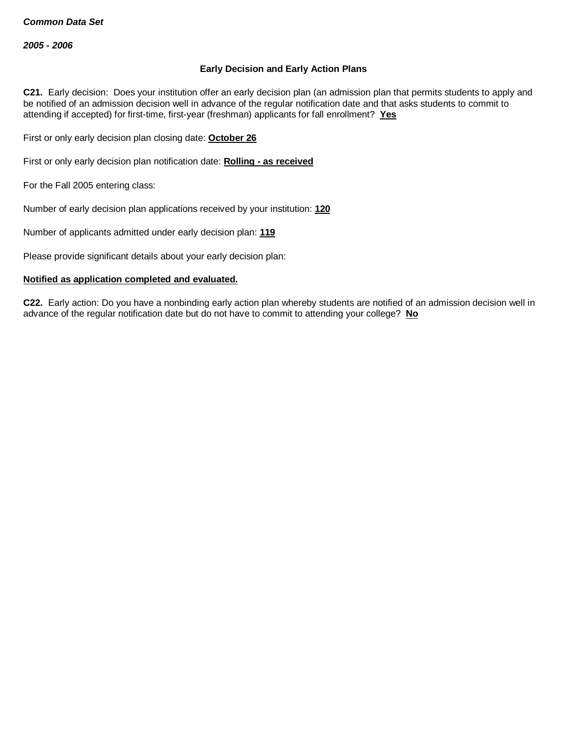*Common Data Set*

*2005 - 2006*

### Early Decision and Early Action Plans

**C21.** Early decision: Does your institution offer an early decision plan (an admission plan that permits students to apply and be notified of an admission decision well in advance of the regular notification date and that asks students to commit to attending if accepted) for first-time, first-year (freshman) applicants for fall enrollment? **Yes**

First or only early decision plan closing date: **October 26**

First or only early decision plan notification date: **Rolling - as received**

For the Fall 2005 entering class:

Number of early decision plan applications received by your institution: **120**

Number of applicants admitted under early decision plan: **119**

Please provide significant details about your early decision plan:

**Notified as application completed and evaluated.**

**C22.** Early action: Do you have a nonbinding early action plan whereby students are notified of an admission decision well in advance of the regular notification date but do not have to commit to attending your college? **No**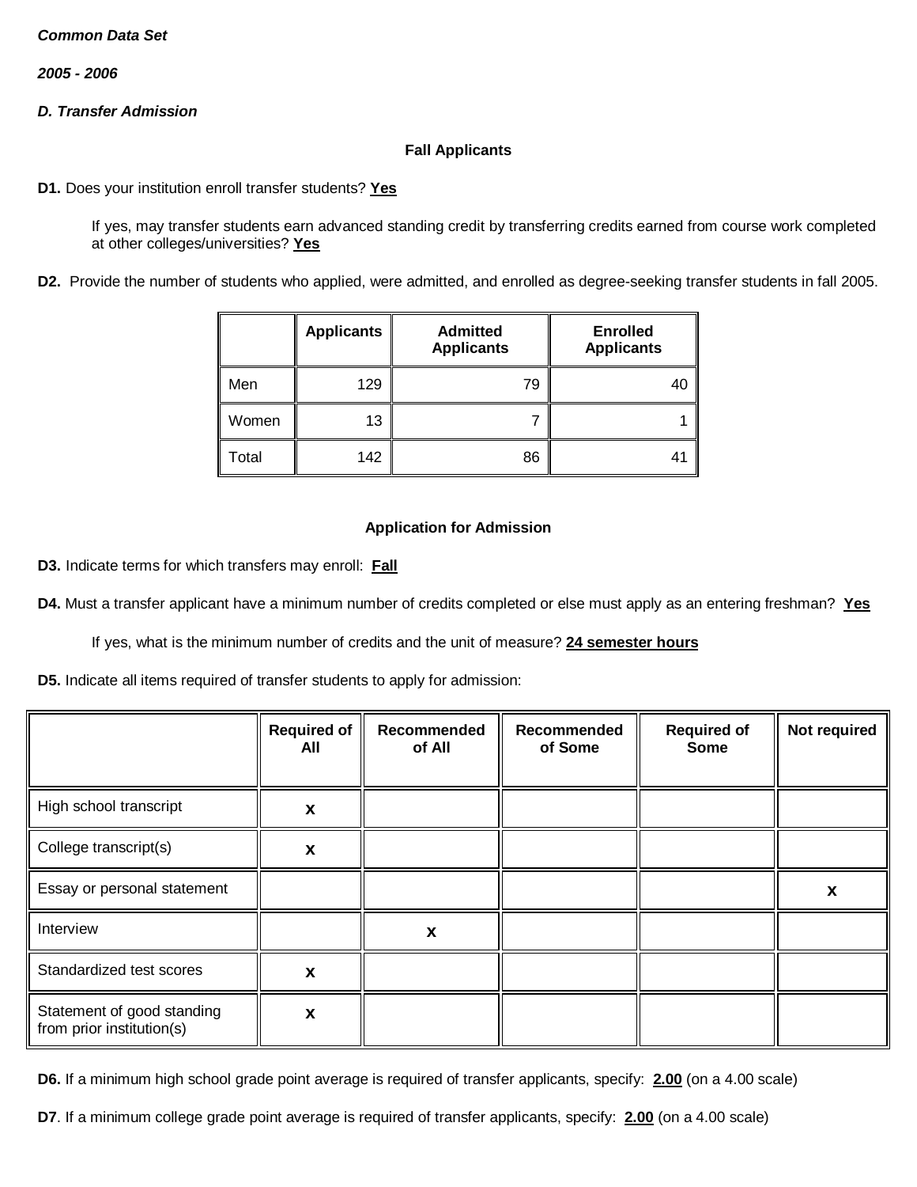***Common Data Set***

***2005 - 2006***

***D. Transfer Admission***

**Fall Applicants**

**D1.** Does your institution enroll transfer students? **Yes**

If yes, may transfer students earn advanced standing credit by transferring credits earned from course work completed at other colleges/universities? **Yes**

**D2.** Provide the number of students who applied, were admitted, and enrolled as degree-seeking transfer students in fall 2005.

| | Applicants | Admitted Applicants | Enrolled Applicants |
|---|---|---|---|
| Men | 129 | 79 | 40 |
| Women | 13 | 7 | 1 |
| Total | 142 | 86 | 41 |

**Application for Admission**

**D3.** Indicate terms for which transfers may enroll: **Fall**

**D4.** Must a transfer applicant have a minimum number of credits completed or else must apply as an entering freshman? **Yes**

If yes, what is the minimum number of credits and the unit of measure? **24 semester hours**

**D5.** Indicate all items required of transfer students to apply for admission:

| | Required of All | Recommended of All | Recommended of Some | Required of Some | Not required |
|---|---|---|---|---|---|
| High school transcript | x | | | | |
| College transcript(s) | x | | | | |
| Essay or personal statement | | | | | x |
| Interview | | x | | | |
| Standardized test scores | x | | | | |
| Statement of good standing from prior institution(s) | x | | | | |

**D6.** If a minimum high school grade point average is required of transfer applicants, specify: **2.00** (on a 4.00 scale)

**D7**. If a minimum college grade point average is required of transfer applicants, specify: **2.00** (on a 4.00 scale)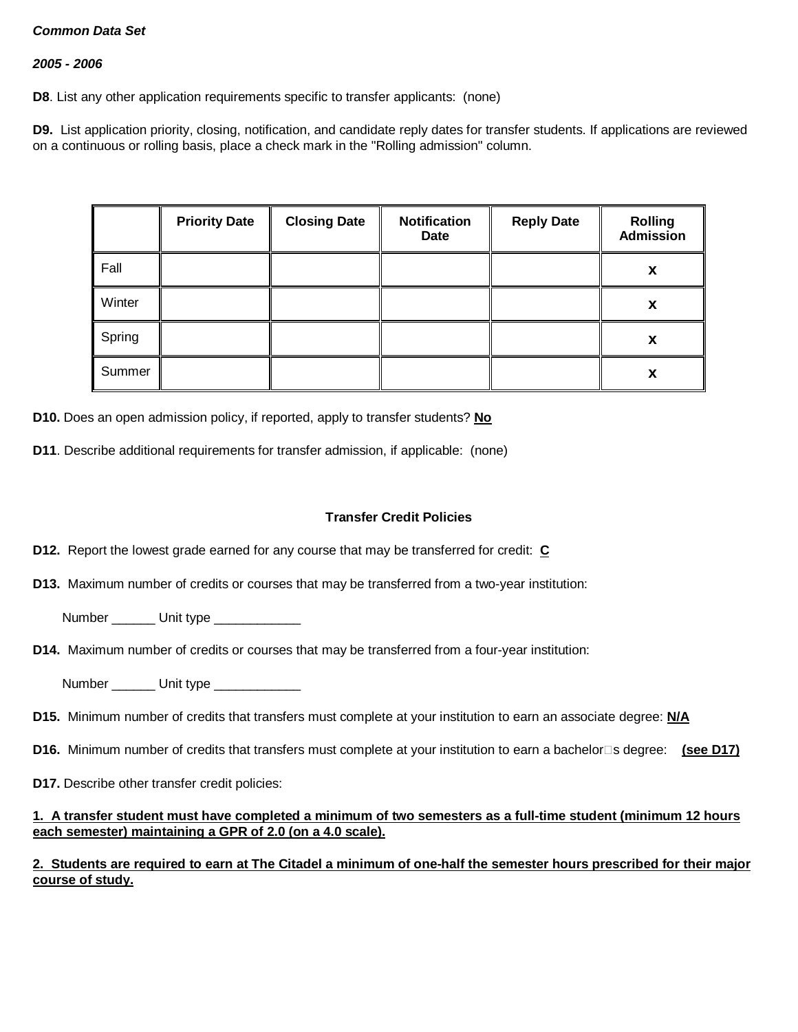***Common Data Set***

***2005 - 2006***

**D8**. List any other application requirements specific to transfer applicants: (none)

**D9.** List application priority, closing, notification, and candidate reply dates for transfer students. If applications are reviewed on a continuous or rolling basis, place a check mark in the "Rolling admission" column.

| | Priority Date | Closing Date | Notification Date | Reply Date | Rolling Admission |
|---|---|---|---|---|---|
| Fall | | | | | **x** |
| Winter | | | | | **x** |
| Spring | | | | | **x** |
| Summer | | | | | **x** |

**D10.** Does an open admission policy, if reported, apply to transfer students? **No**

**D11**. Describe additional requirements for transfer admission, if applicable: (none)

**Transfer Credit Policies**

**D12.** Report the lowest grade earned for any course that may be transferred for credit: **C**

**D13.** Maximum number of credits or courses that may be transferred from a two-year institution:

Number ______ Unit type ____________

**D14.** Maximum number of credits or courses that may be transferred from a four-year institution:

Number ______ Unit type ____________

**D15.** Minimum number of credits that transfers must complete at your institution to earn an associate degree: **N/A**

**D16.** Minimum number of credits that transfers must complete at your institution to earn a bachelor's degree: **(see D17)**

**D17.** Describe other transfer credit policies:

**1. A transfer student must have completed a minimum of two semesters as a full-time student (minimum 12 hours each semester) maintaining a GPR of 2.0 (on a 4.0 scale).**

**2. Students are required to earn at The Citadel a minimum of one-half the semester hours prescribed for their major course of study.**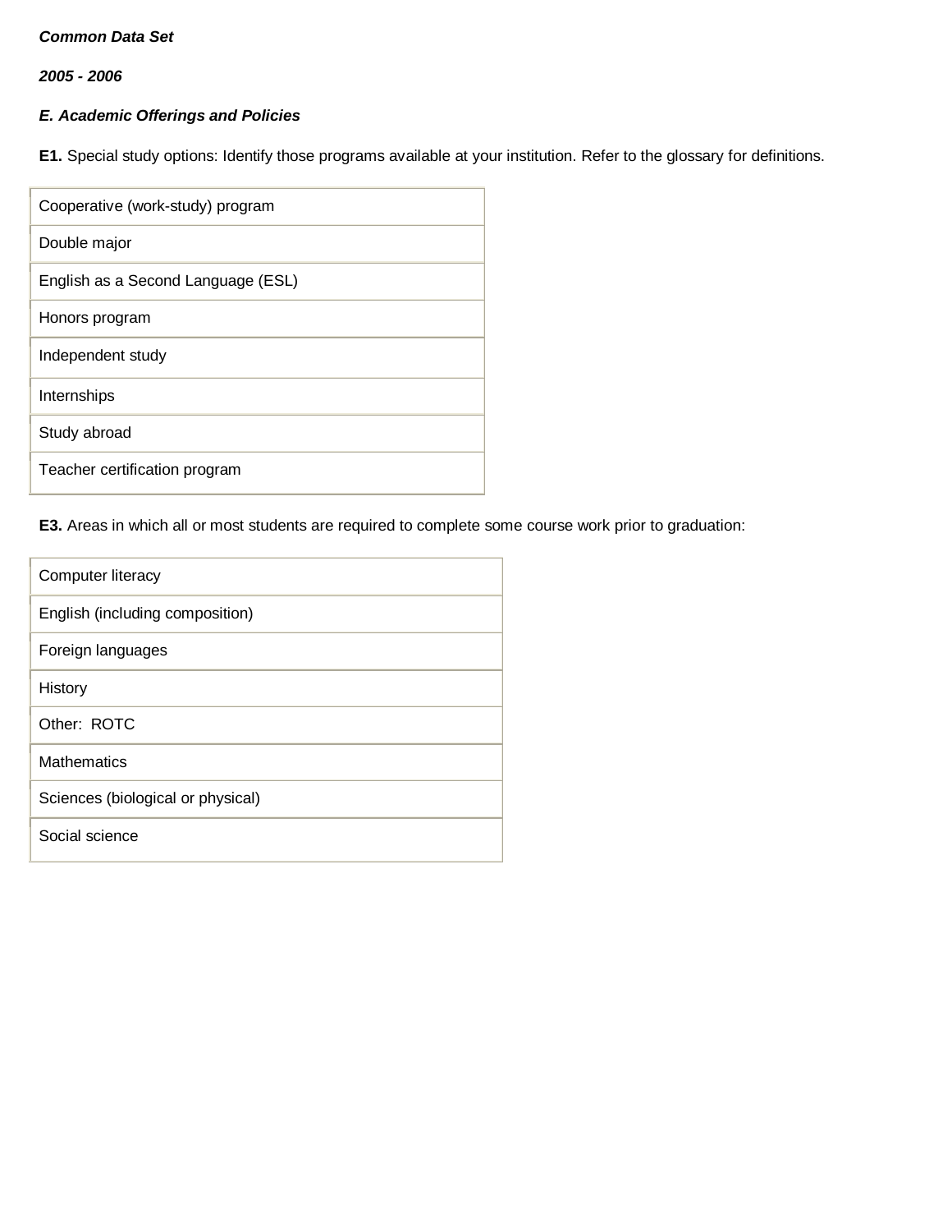***Common Data Set***

***2005 - 2006***

***E. Academic Offerings and Policies***

**E1.** Special study options: Identify those programs available at your institution. Refer to the glossary for definitions.

| |
|---|
| Cooperative (work-study) program |
| Double major |
| English as a Second Language (ESL) |
| Honors program |
| Independent study |
| Internships |
| Study abroad |
| Teacher certification program |

**E3.** Areas in which all or most students are required to complete some course work prior to graduation:

| |
|---|
| Computer literacy |
| English (including composition) |
| Foreign languages |
| History |
| Other:  ROTC |
| Mathematics |
| Sciences (biological or physical) |
| Social science |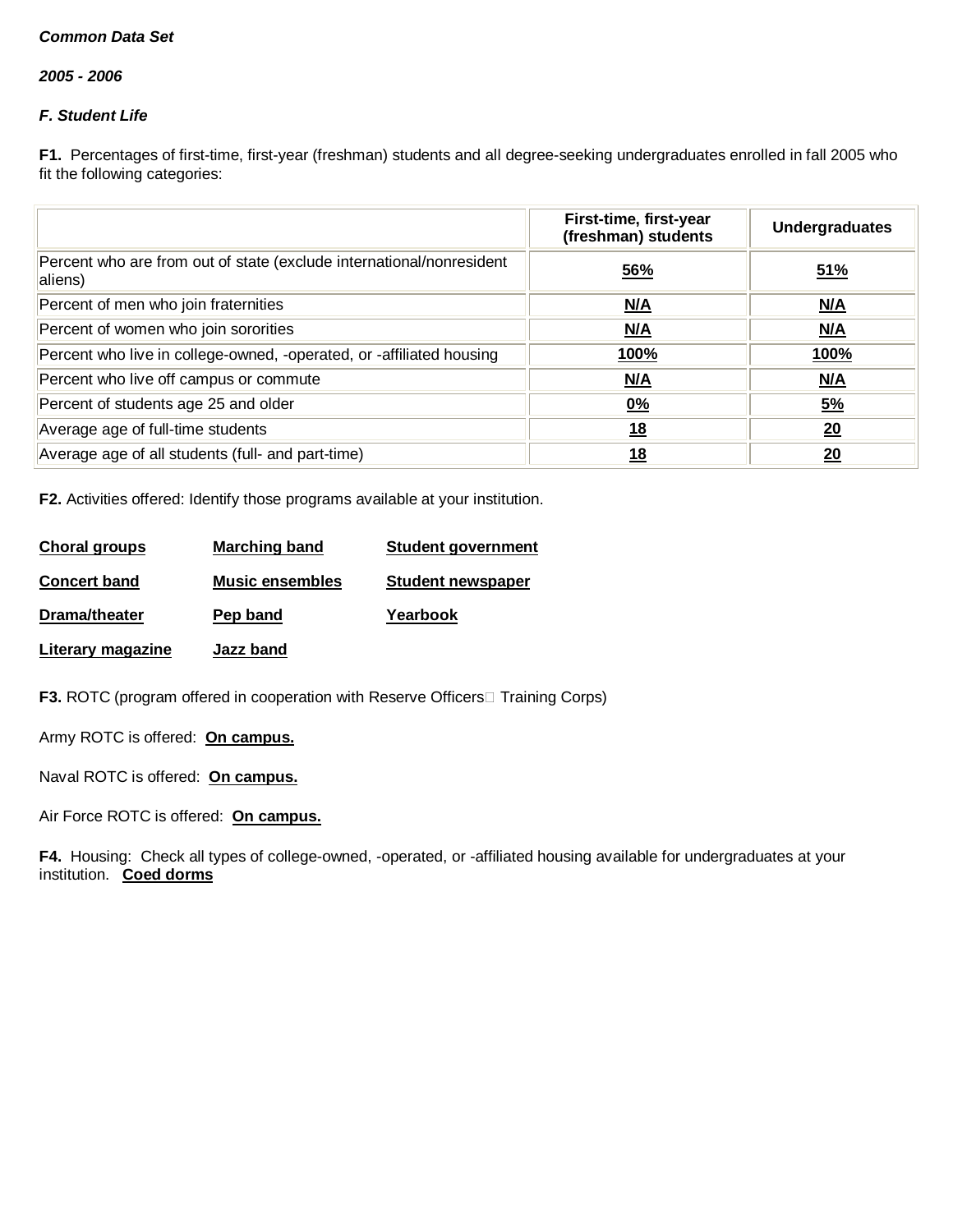***Common Data Set***

***2005 - 2006***

***F. Student Life***

**F1.** Percentages of first-time, first-year (freshman) students and all degree-seeking undergraduates enrolled in fall 2005 who fit the following categories:

| | First-time, first-year (freshman) students | Undergraduates |
|---|---|---|
| Percent who are from out of state (exclude international/nonresident aliens) | 56% | 51% |
| Percent of men who join fraternities | N/A | N/A |
| Percent of women who join sororities | N/A | N/A |
| Percent who live in college-owned, -operated, or -affiliated housing | 100% | 100% |
| Percent who live off campus or commute | N/A | N/A |
| Percent of students age 25 and older | 0% | 5% |
| Average age of full-time students | 18 | 20 |
| Average age of all students (full- and part-time) | 18 | 20 |

**F2.** Activities offered: Identify those programs available at your institution.

**Choral groups**
**Concert band**
**Drama/theater**
**Literary magazine**
**Marching band**
**Music ensembles**
**Pep band**
**Jazz band**
**Student government**
**Student newspaper**
**Yearbook**

**F3.** ROTC (program offered in cooperation with Reserve Officers Training Corps)

Army ROTC is offered: **On campus.**

Naval ROTC is offered: **On campus.**

Air Force ROTC is offered: **On campus.**

**F4.** Housing: Check all types of college-owned, -operated, or -affiliated housing available for undergraduates at your institution. **Coed dorms**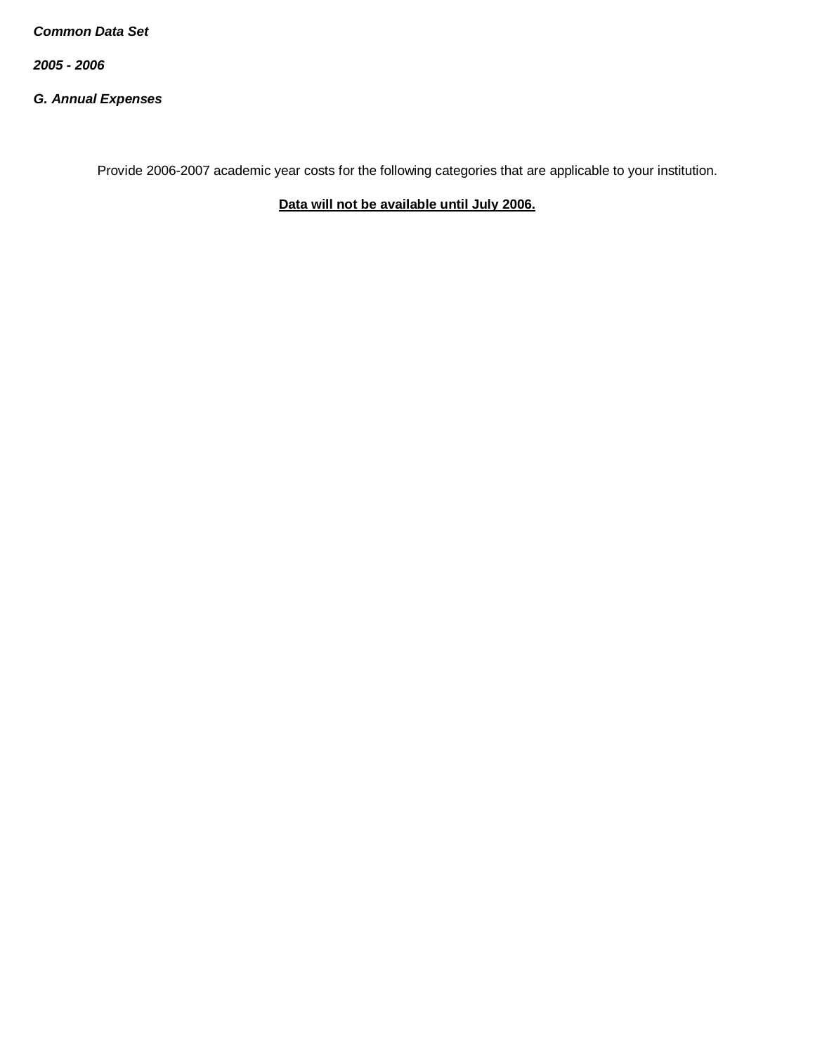***Common Data Set***

***2005 - 2006***

***G. Annual Expenses***

Provide 2006-2007 academic year costs for the following categories that are applicable to your institution.

**Data will not be available until July 2006.**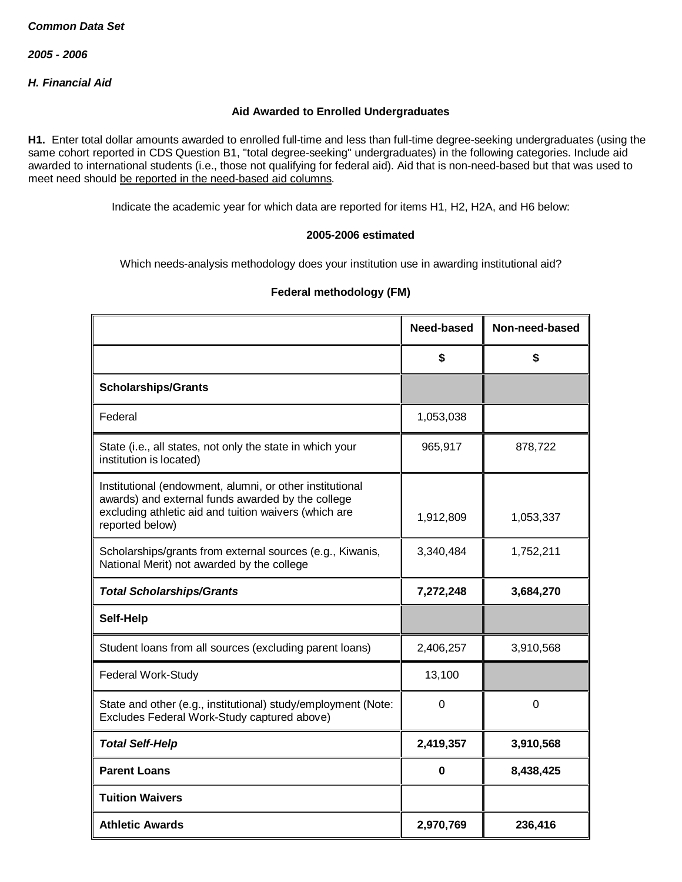***Common Data Set***

***2005 - 2006***

***H. Financial Aid***

**Aid Awarded to Enrolled Undergraduates**

**H1.** Enter total dollar amounts awarded to enrolled full-time and less than full-time degree-seeking undergraduates (using the same cohort reported in CDS Question B1, "total degree-seeking" undergraduates) in the following categories. Include aid awarded to international students (i.e., those not qualifying for federal aid). Aid that is non-need-based but that was used to meet need should be reported in the need-based aid columns.

Indicate the academic year for which data are reported for items H1, H2, H2A, and H6 below:

**2005-2006 estimated**

Which needs-analysis methodology does your institution use in awarding institutional aid?

**Federal methodology (FM)**

| | Need-based | Non-need-based |
|---|---|---|
| | **$** | **$** |
| **Scholarships/Grants** | | |
| Federal | 1,053,038 | |
| State (i.e., all states, not only the state in which your institution is located) | 965,917 | 878,722 |
| Institutional (endowment, alumni, or other institutional awards) and external funds awarded by the college excluding athletic aid and tuition waivers (which are reported below) | 1,912,809 | 1,053,337 |
| Scholarships/grants from external sources (e.g., Kiwanis, National Merit) not awarded by the college | 3,340,484 | 1,752,211 |
| ***Total Scholarships/Grants*** | **7,272,248** | **3,684,270** |
| **Self-Help** | | |
| Student loans from all sources (excluding parent loans) | 2,406,257 | 3,910,568 |
| Federal Work-Study | 13,100 | |
| State and other (e.g., institutional) study/employment (Note: Excludes Federal Work-Study captured above) | 0 | 0 |
| ***Total Self-Help*** | **2,419,357** | **3,910,568** |
| **Parent Loans** | **0** | **8,438,425** |
| **Tuition Waivers** | | |
| **Athletic Awards** | **2,970,769** | **236,416** |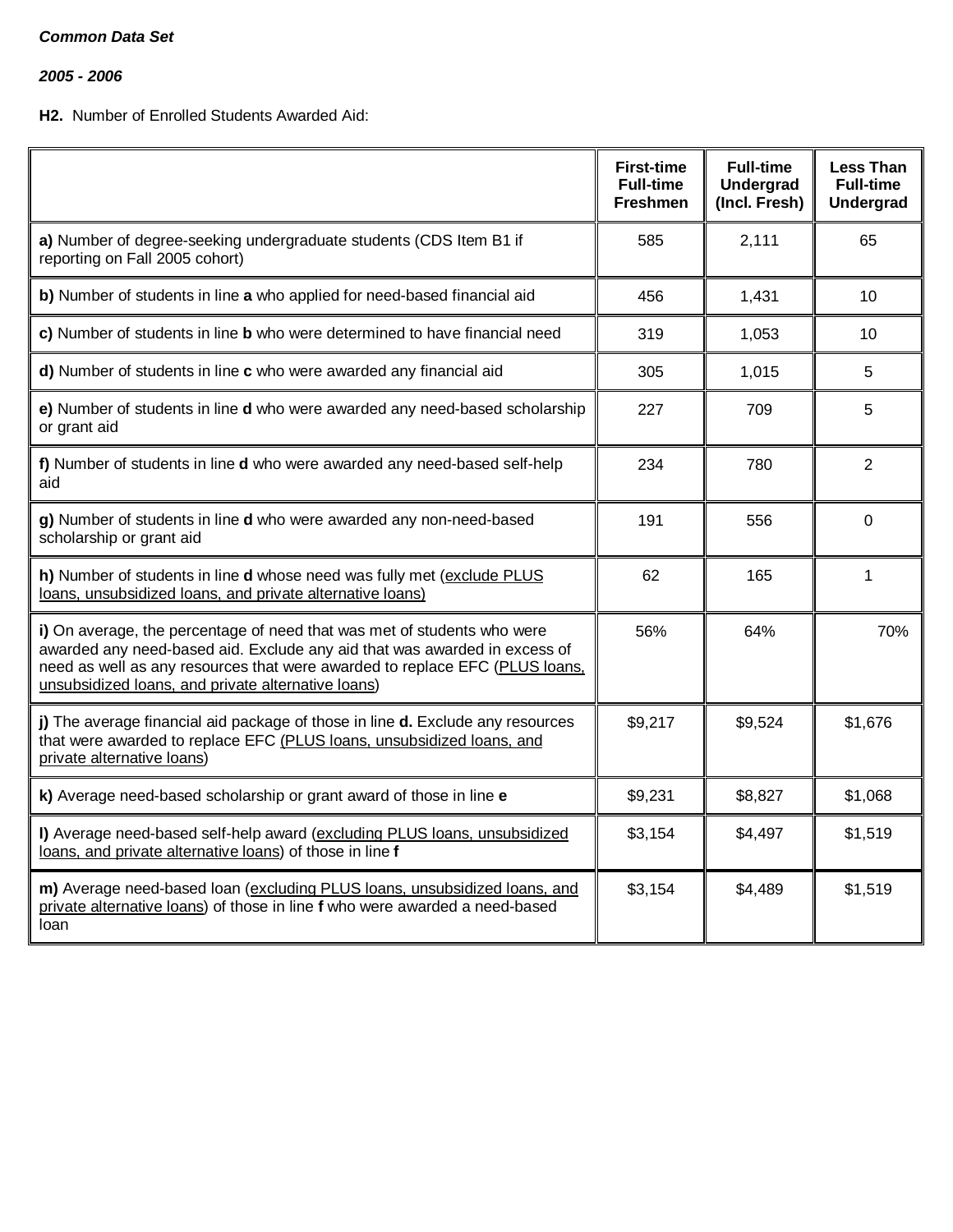***Common Data Set***

***2005 - 2006***

**H2.** Number of Enrolled Students Awarded Aid:

| | First-time Full-time Freshmen | Full-time Undergrad (Incl. Fresh) | Less Than Full-time Undergrad |
|---|---|---|---|
| **a)** Number of degree-seeking undergraduate students (CDS Item B1 if reporting on Fall 2005 cohort) | 585 | 2,111 | 65 |
| **b)** Number of students in line **a** who applied for need-based financial aid | 456 | 1,431 | 10 |
| **c)** Number of students in line **b** who were determined to have financial need | 319 | 1,053 | 10 |
| **d)** Number of students in line **c** who were awarded any financial aid | 305 | 1,015 | 5 |
| **e)** Number of students in line **d** who were awarded any need-based scholarship or grant aid | 227 | 709 | 5 |
| **f)** Number of students in line **d** who were awarded any need-based self-help aid | 234 | 780 | 2 |
| **g)** Number of students in line **d** who were awarded any non-need-based scholarship or grant aid | 191 | 556 | 0 |
| **h)** Number of students in line **d** whose need was fully met (exclude PLUS loans, unsubsidized loans, and private alternative loans) | 62 | 165 | 1 |
| **i)** On average, the percentage of need that was met of students who were awarded any need-based aid. Exclude any aid that was awarded in excess of need as well as any resources that were awarded to replace EFC (PLUS loans, unsubsidized loans, and private alternative loans) | 56% | 64% | 70% |
| **j)** The average financial aid package of those in line **d.** Exclude any resources that were awarded to replace EFC (PLUS loans, unsubsidized loans, and private alternative loans) | $9,217 | $9,524 | $1,676 |
| **k)** Average need-based scholarship or grant award of those in line **e** | $9,231 | $8,827 | $1,068 |
| **l)** Average need-based self-help award (excluding PLUS loans, unsubsidized loans, and private alternative loans) of those in line **f** | $3,154 | $4,497 | $1,519 |
| **m)** Average need-based loan (excluding PLUS loans, unsubsidized loans, and private alternative loans) of those in line **f** who were awarded a need-based loan | $3,154 | $4,489 | $1,519 |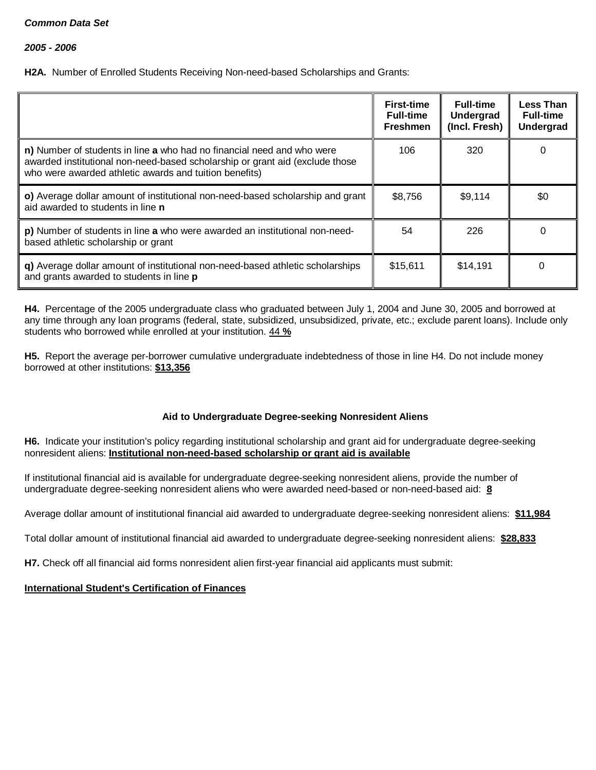***Common Data Set***

***2005 - 2006***

**H2A.** Number of Enrolled Students Receiving Non-need-based Scholarships and Grants:

| | First-time Full-time Freshmen | Full-time Undergrad (Incl. Fresh) | Less Than Full-time Undergrad |
|---|---|---|---|
| **n)** Number of students in line **a** who had no financial need and who were awarded institutional non-need-based scholarship or grant aid (exclude those who were awarded athletic awards and tuition benefits) | 106 | 320 | 0 |
| **o)** Average dollar amount of institutional non-need-based scholarship and grant aid awarded to students in line **n** | $8,756 | $9,114 | $0 |
| **p)** Number of students in line **a** who were awarded an institutional non-need-based athletic scholarship or grant | 54 | 226 | 0 |
| **q)** Average dollar amount of institutional non-need-based athletic scholarships and grants awarded to students in line **p** | $15,611 | $14,191 | 0 |

**H4.** Percentage of the 2005 undergraduate class who graduated between July 1, 2004 and June 30, 2005 and borrowed at any time through any loan programs (federal, state, subsidized, unsubsidized, private, etc.; exclude parent loans). Include only students who borrowed while enrolled at your institution. 44 **%**

**H5.** Report the average per-borrower cumulative undergraduate indebtedness of those in line H4. Do not include money borrowed at other institutions: **$13,356**

**Aid to Undergraduate Degree-seeking Nonresident Aliens**

**H6.** Indicate your institution's policy regarding institutional scholarship and grant aid for undergraduate degree-seeking nonresident aliens: **Institutional non-need-based scholarship or grant aid is available**

If institutional financial aid is available for undergraduate degree-seeking nonresident aliens, provide the number of undergraduate degree-seeking nonresident aliens who were awarded need-based or non-need-based aid: **8**

Average dollar amount of institutional financial aid awarded to undergraduate degree-seeking nonresident aliens: **$11,984**

Total dollar amount of institutional financial aid awarded to undergraduate degree-seeking nonresident aliens: **$28,833**

**H7.** Check off all financial aid forms nonresident alien first-year financial aid applicants must submit:

**International Student's Certification of Finances**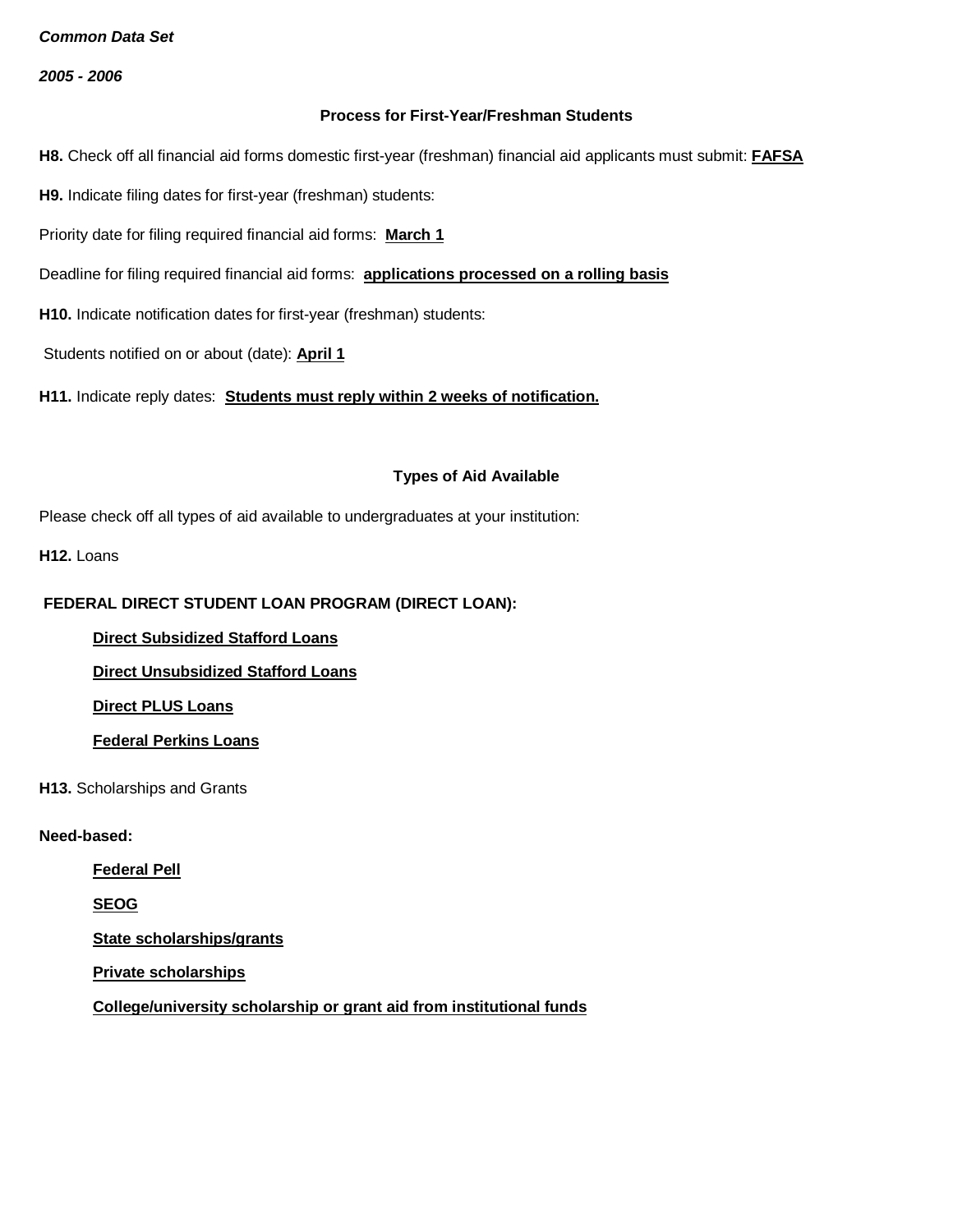***Common Data Set***

***2005 - 2006***

**Process for First-Year/Freshman Students**

**H8.** Check off all financial aid forms domestic first-year (freshman) financial aid applicants must submit: **FAFSA**

**H9.** Indicate filing dates for first-year (freshman) students:

Priority date for filing required financial aid forms: **March 1**

Deadline for filing required financial aid forms: **applications processed on a rolling basis**

**H10.** Indicate notification dates for first-year (freshman) students:

Students notified on or about (date): **April 1**

**H11.** Indicate reply dates: **Students must reply within 2 weeks of notification.**

**Types of Aid Available**

Please check off all types of aid available to undergraduates at your institution:

**H12.** Loans

**FEDERAL DIRECT STUDENT LOAN PROGRAM (DIRECT LOAN):**

- **Direct Subsidized Stafford Loans**
- **Direct Unsubsidized Stafford Loans**
- **Direct PLUS Loans**
- **Federal Perkins Loans**

**H13.** Scholarships and Grants

**Need-based:**

- **Federal Pell**
- **SEOG**
- **State scholarships/grants**
- **Private scholarships**
- **College/university scholarship or grant aid from institutional funds**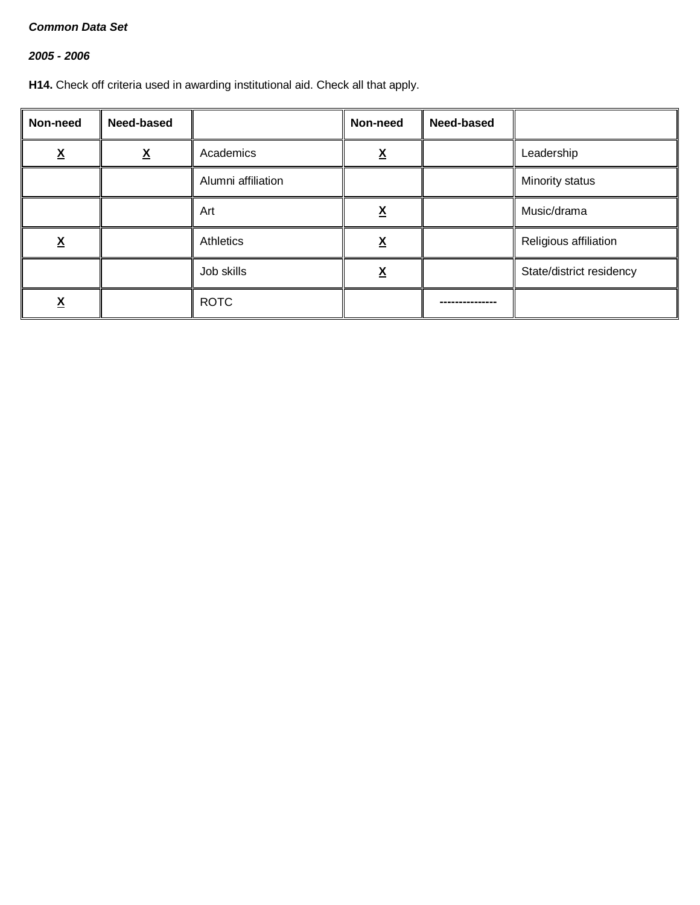***Common Data Set***

***2005 - 2006***

**H14.** Check off criteria used in awarding institutional aid. Check all that apply.

| Non-need | Need-based | | Non-need | Need-based | |
|---|---|---|---|---|---|
| X | X | Academics | X | | Leadership |
| | | Alumni affiliation | | | Minority status |
| | | Art | X | | Music/drama |
| X | | Athletics | X | | Religious affiliation |
| | | Job skills | X | | State/district residency |
| X | | ROTC | | --------------- | |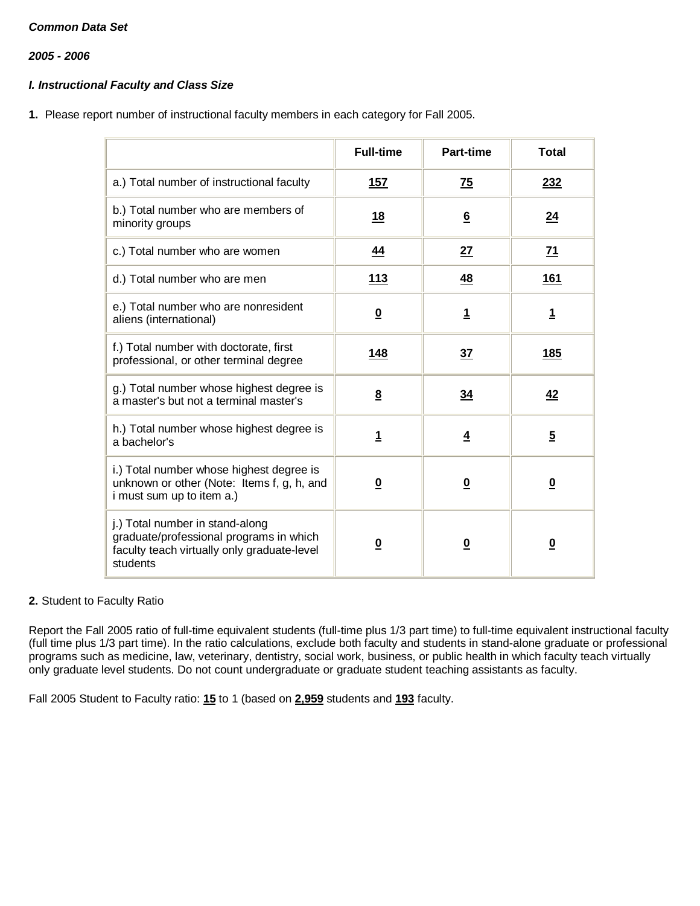***Common Data Set***

***2005 - 2006***

***I. Instructional Faculty and Class Size***

**1.** Please report number of instructional faculty members in each category for Fall 2005.

| | Full-time | Part-time | Total |
|---|---|---|---|
| a.) Total number of instructional faculty | **157** | **75** | **232** |
| b.) Total number who are members of minority groups | **18** | **6** | **24** |
| c.) Total number who are women | **44** | **27** | **71** |
| d.) Total number who are men | **113** | **48** | **161** |
| e.) Total number who are nonresident aliens (international) | **0** | **1** | **1** |
| f.) Total number with doctorate, first professional, or other terminal degree | **148** | **37** | **185** |
| g.) Total number whose highest degree is a master's but not a terminal master's | **8** | **34** | **42** |
| h.) Total number whose highest degree is a bachelor's | **1** | **4** | **5** |
| i.) Total number whose highest degree is unknown or other (Note: Items f, g, h, and i must sum up to item a.) | **0** | **0** | **0** |
| j.) Total number in stand-along graduate/professional programs in which faculty teach virtually only graduate-level students | **0** | **0** | **0** |

**2.** Student to Faculty Ratio

Report the Fall 2005 ratio of full-time equivalent students (full-time plus 1/3 part time) to full-time equivalent instructional faculty (full time plus 1/3 part time). In the ratio calculations, exclude both faculty and students in stand-alone graduate or professional programs such as medicine, law, veterinary, dentistry, social work, business, or public health in which faculty teach virtually only graduate level students. Do not count undergraduate or graduate student teaching assistants as faculty.

Fall 2005 Student to Faculty ratio: **15** to 1 (based on **2,959** students and **193** faculty.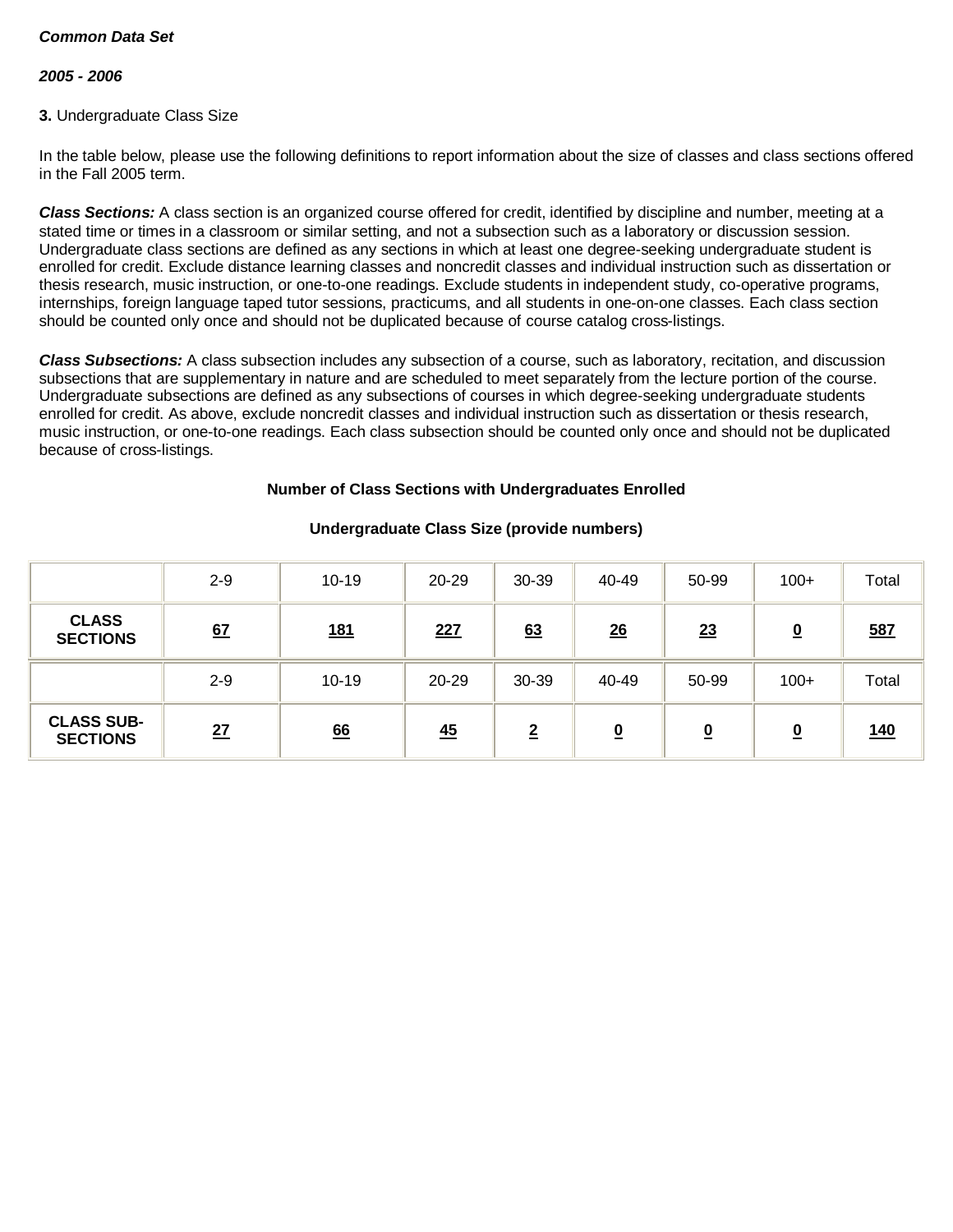***Common Data Set***

***2005 - 2006***

**3.** Undergraduate Class Size

In the table below, please use the following definitions to report information about the size of classes and class sections offered in the Fall 2005 term.

***Class Sections:*** A class section is an organized course offered for credit, identified by discipline and number, meeting at a stated time or times in a classroom or similar setting, and not a subsection such as a laboratory or discussion session. Undergraduate class sections are defined as any sections in which at least one degree-seeking undergraduate student is enrolled for credit. Exclude distance learning classes and noncredit classes and individual instruction such as dissertation or thesis research, music instruction, or one-to-one readings. Exclude students in independent study, co-operative programs, internships, foreign language taped tutor sessions, practicums, and all students in one-on-one classes. Each class section should be counted only once and should not be duplicated because of course catalog cross-listings.

***Class Subsections:*** A class subsection includes any subsection of a course, such as laboratory, recitation, and discussion subsections that are supplementary in nature and are scheduled to meet separately from the lecture portion of the course. Undergraduate subsections are defined as any subsections of courses in which degree-seeking undergraduate students enrolled for credit. As above, exclude noncredit classes and individual instruction such as dissertation or thesis research, music instruction, or one-to-one readings. Each class subsection should be counted only once and should not be duplicated because of cross-listings.

**Number of Class Sections with Undergraduates Enrolled**

**Undergraduate Class Size (provide numbers)**

| | 2-9 | 10-19 | 20-29 | 30-39 | 40-49 | 50-99 | 100+ | Total |
|---|---|---|---|---|---|---|---|---|
| **CLASS SECTIONS** | 67 | 181 | 227 | 63 | 26 | 23 | 0 | 587 |
| | 2-9 | 10-19 | 20-29 | 30-39 | 40-49 | 50-99 | 100+ | Total |
| **CLASS SUB-SECTIONS** | 27 | 66 | 45 | 2 | 0 | 0 | 0 | 140 |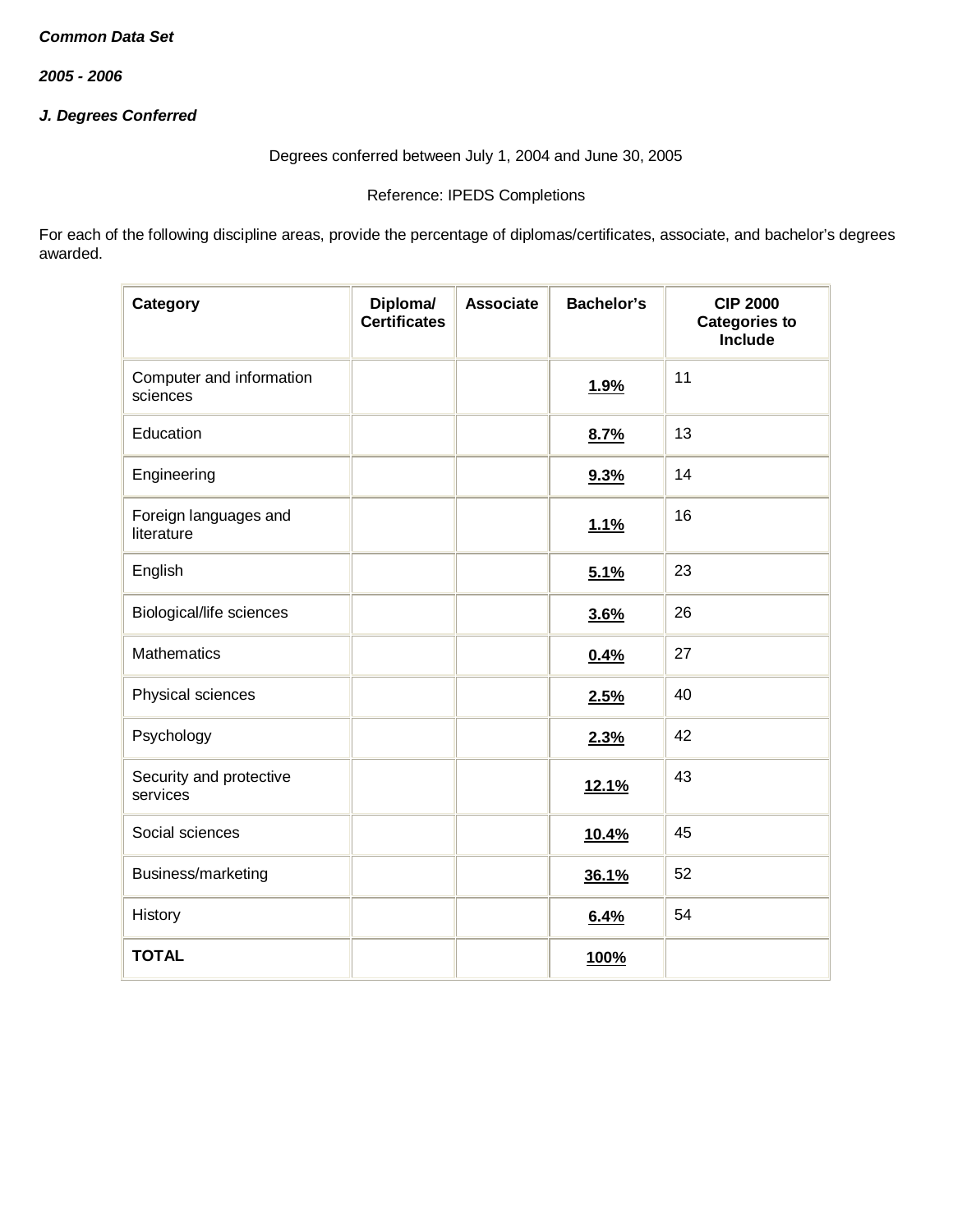***Common Data Set***

***2005 - 2006***

***J. Degrees Conferred***

Degrees conferred between July 1, 2004 and June 30, 2005

Reference: IPEDS Completions

For each of the following discipline areas, provide the percentage of diplomas/certificates, associate, and bachelor's degrees awarded.

| Category | Diploma/ Certificates | Associate | Bachelor's | CIP 2000 Categories to Include |
|---|---|---|---|---|
| Computer and information sciences | | | 1.9% | 11 |
| Education | | | 8.7% | 13 |
| Engineering | | | 9.3% | 14 |
| Foreign languages and literature | | | 1.1% | 16 |
| English | | | 5.1% | 23 |
| Biological/life sciences | | | 3.6% | 26 |
| Mathematics | | | 0.4% | 27 |
| Physical sciences | | | 2.5% | 40 |
| Psychology | | | 2.3% | 42 |
| Security and protective services | | | 12.1% | 43 |
| Social sciences | | | 10.4% | 45 |
| Business/marketing | | | 36.1% | 52 |
| History | | | 6.4% | 54 |
| **TOTAL** | | | 100% | |